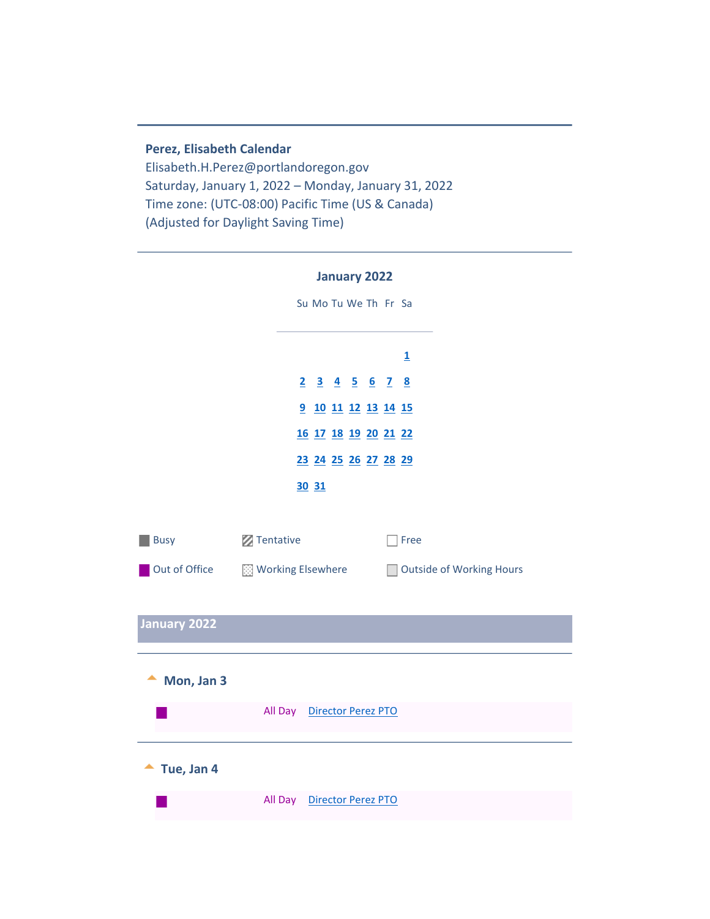**Perez, Elisabeth Calendar**

Elisabeth.H.Perez@portlandoregon.gov

Saturday, January 1, 2022 – Monday, January 31, 2022

Time zone: (UTC-08:00) Pacific Time (US & Canada)

(Adjusted for Daylight Saving Time)

---

### January 2022

| Su | Mo | Tu | We | Th | Fr | Sa |
|---|---|---|---|---|---|---|
| | | | | | | 1 |
| 2 | 3 | 4 | 5 | 6 | 7 | 8 |
| 9 | 10 | 11 | 12 | 13 | 14 | 15 |
| 16 | 17 | 18 | 19 | 20 | 21 | 22 |
| 23 | 24 | 25 | 26 | 27 | 28 | 29 |
| 30 | 31 | | | | | |

- Busy
- Tentative
- Free
- Out of Office
- Working Elsewhere
- Outside of Working Hours

## January 2022

### Mon, Jan 3

All Day Director Perez PTO

### Tue, Jan 4

All Day Director Perez PTO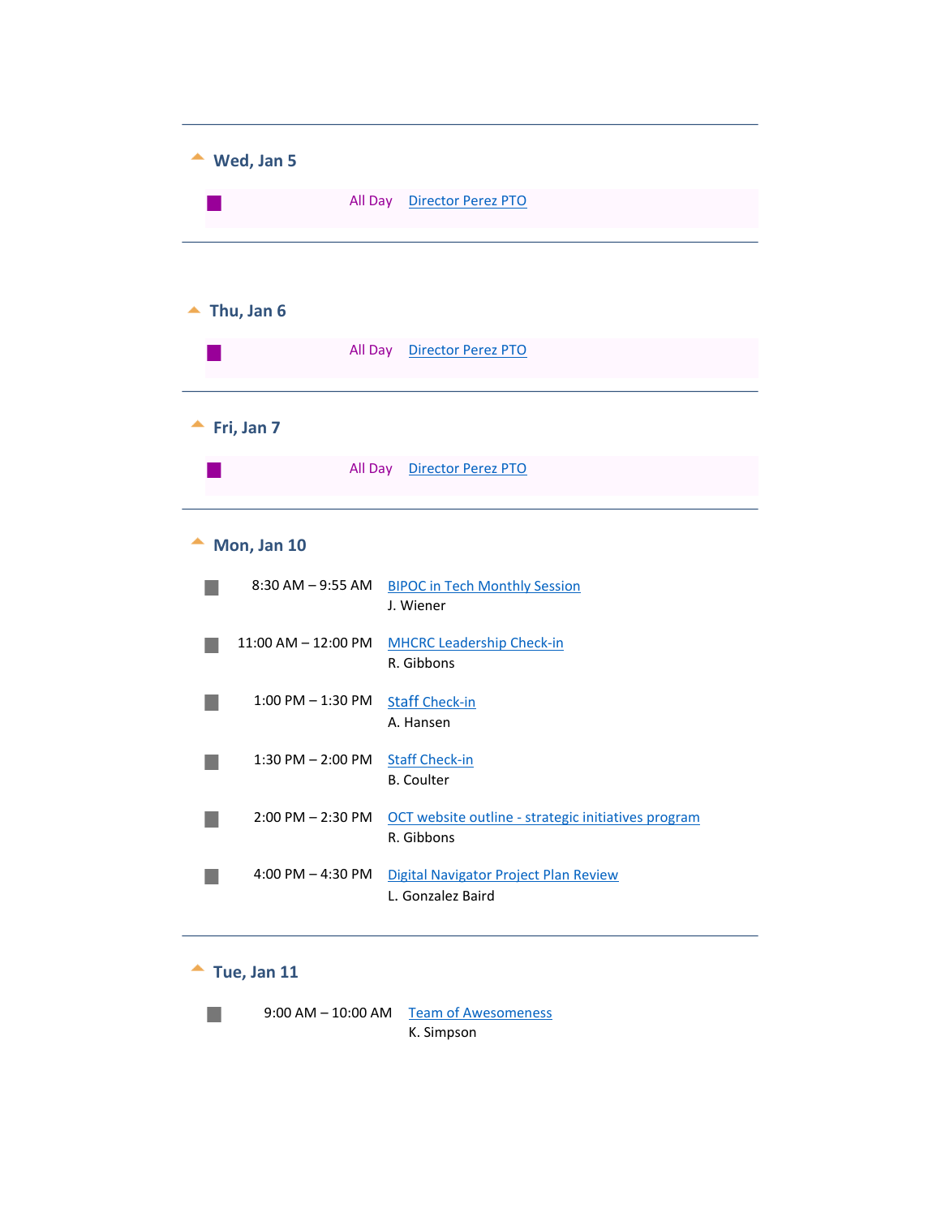## Wed, Jan 5

All Day [Director Perez PTO]

---

## Thu, Jan 6

All Day [Director Perez PTO]

---

## Fri, Jan 7

All Day [Director Perez PTO]

---

## Mon, Jan 10

8:30 AM – 9:55 AM BIPOC in Tech Monthly Session
J. Wiener

11:00 AM – 12:00 PM MHCRC Leadership Check-in
R. Gibbons

1:00 PM – 1:30 PM Staff Check-in
A. Hansen

1:30 PM – 2:00 PM Staff Check-in
B. Coulter

2:00 PM – 2:30 PM OCT website outline - strategic initiatives program
R. Gibbons

4:00 PM – 4:30 PM Digital Navigator Project Plan Review
L. Gonzalez Baird

---

## Tue, Jan 11

9:00 AM – 10:00 AM Team of Awesomeness
K. Simpson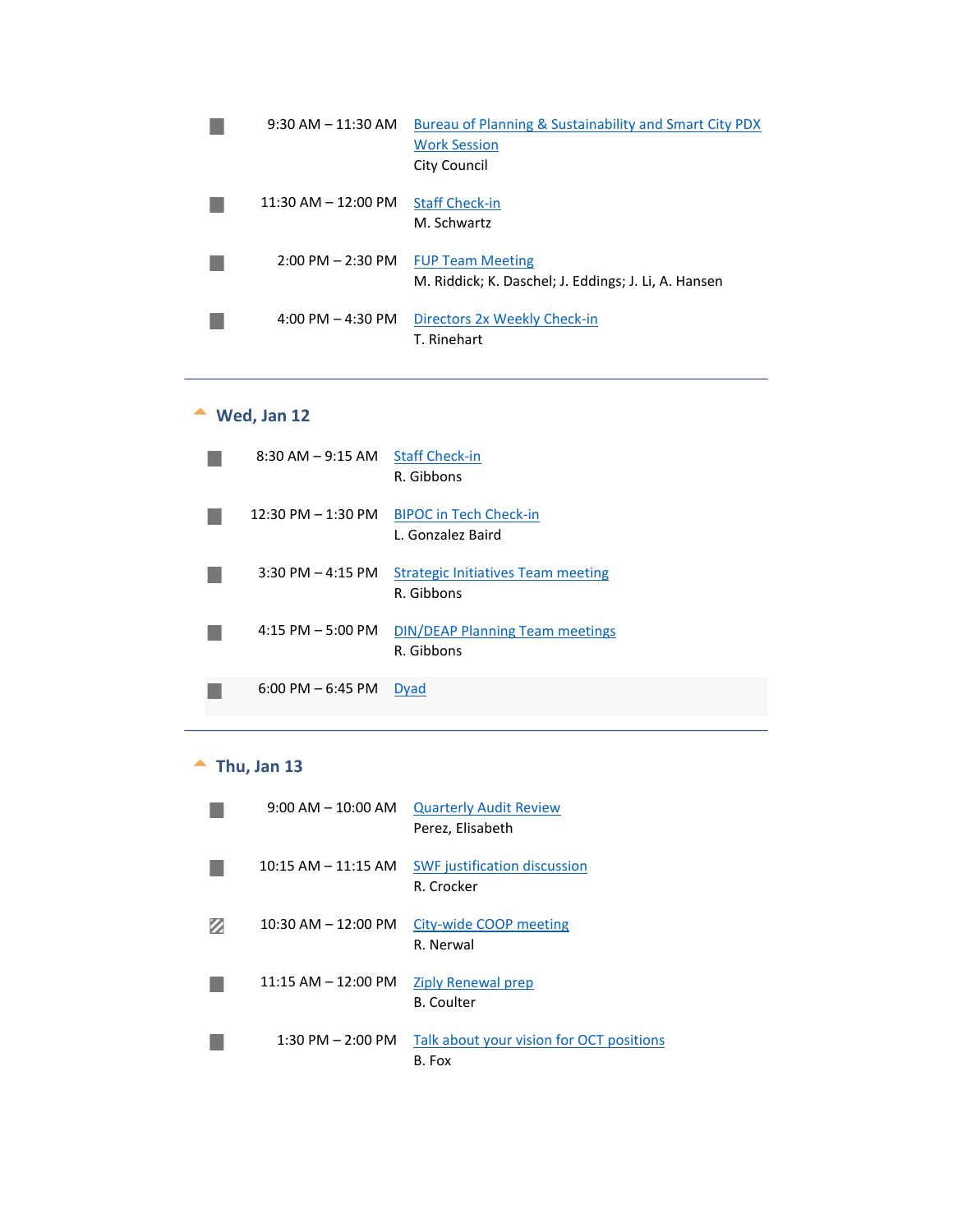| | | |
|---|---|---|
| ■ | 9:30 AM – 11:30 AM | Bureau of Planning & Sustainability and Smart City PDX Work Session<br>City Council |
| ■ | 11:30 AM – 12:00 PM | Staff Check-in<br>M. Schwartz |
| ■ | 2:00 PM – 2:30 PM | FUP Team Meeting<br>M. Riddick; K. Daschel; J. Eddings; J. Li, A. Hansen |
| ■ | 4:00 PM – 4:30 PM | Directors 2x Weekly Check-in<br>T. Rinehart |

---

## Wed, Jan 12

| | | |
|---|---|---|
| ■ | 8:30 AM – 9:15 AM | Staff Check-in<br>R. Gibbons |
| ■ | 12:30 PM – 1:30 PM | BIPOC in Tech Check-in<br>L. Gonzalez Baird |
| ■ | 3:30 PM – 4:15 PM | Strategic Initiatives Team meeting<br>R. Gibbons |
| ■ | 4:15 PM – 5:00 PM | DIN/DEAP Planning Team meetings<br>R. Gibbons |
| ■ | 6:00 PM – 6:45 PM | Dyad |

---

## Thu, Jan 13

| | | |
|---|---|---|
| ■ | 9:00 AM – 10:00 AM | Quarterly Audit Review<br>Perez, Elisabeth |
| ■ | 10:15 AM – 11:15 AM | SWF justification discussion<br>R. Crocker |
| ▨ | 10:30 AM – 12:00 PM | City-wide COOP meeting<br>R. Nerwal |
| ■ | 11:15 AM – 12:00 PM | Ziply Renewal prep<br>B. Coulter |
| ■ | 1:30 PM – 2:00 PM | Talk about your vision for OCT positions<br>B. Fox |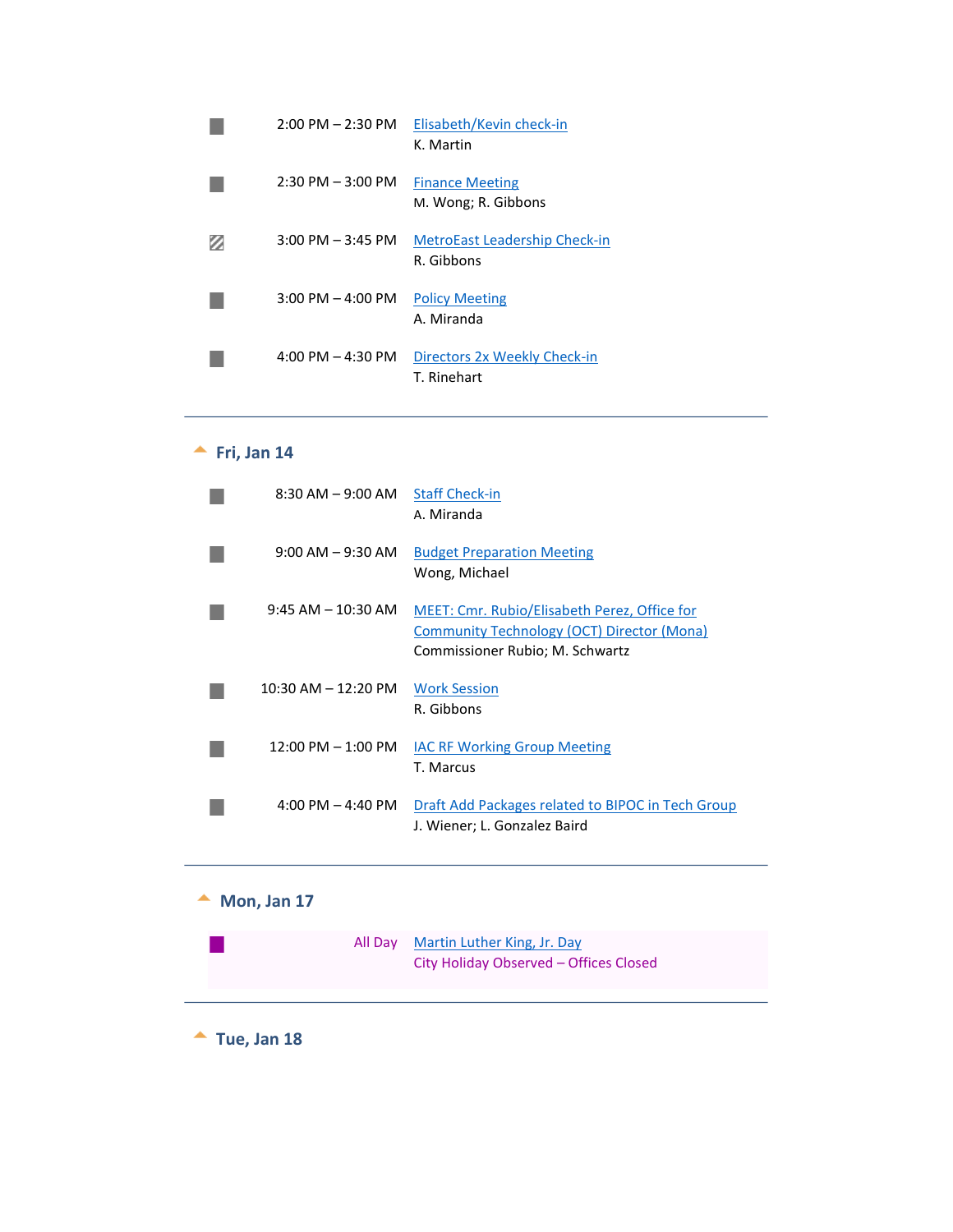- 2:00 PM – 2:30 PM — Elisabeth/Kevin check-in
  K. Martin

- 2:30 PM – 3:00 PM — Finance Meeting
  M. Wong; R. Gibbons

- 3:00 PM – 3:45 PM — MetroEast Leadership Check-in
  R. Gibbons

- 3:00 PM – 4:00 PM — Policy Meeting
  A. Miranda

- 4:00 PM – 4:30 PM — Directors 2x Weekly Check-in
  T. Rinehart

---

## Fri, Jan 14

- 8:30 AM – 9:00 AM — Staff Check-in
  A. Miranda

- 9:00 AM – 9:30 AM — Budget Preparation Meeting
  Wong, Michael

- 9:45 AM – 10:30 AM — MEET: Cmr. Rubio/Elisabeth Perez, Office for Community Technology (OCT) Director (Mona)
  Commissioner Rubio; M. Schwartz

- 10:30 AM – 12:20 PM — Work Session
  R. Gibbons

- 12:00 PM – 1:00 PM — IAC RF Working Group Meeting
  T. Marcus

- 4:00 PM – 4:40 PM — Draft Add Packages related to BIPOC in Tech Group
  J. Wiener; L. Gonzalez Baird

---

## Mon, Jan 17

- All Day — Martin Luther King, Jr. Day
  City Holiday Observed – Offices Closed

---

## Tue, Jan 18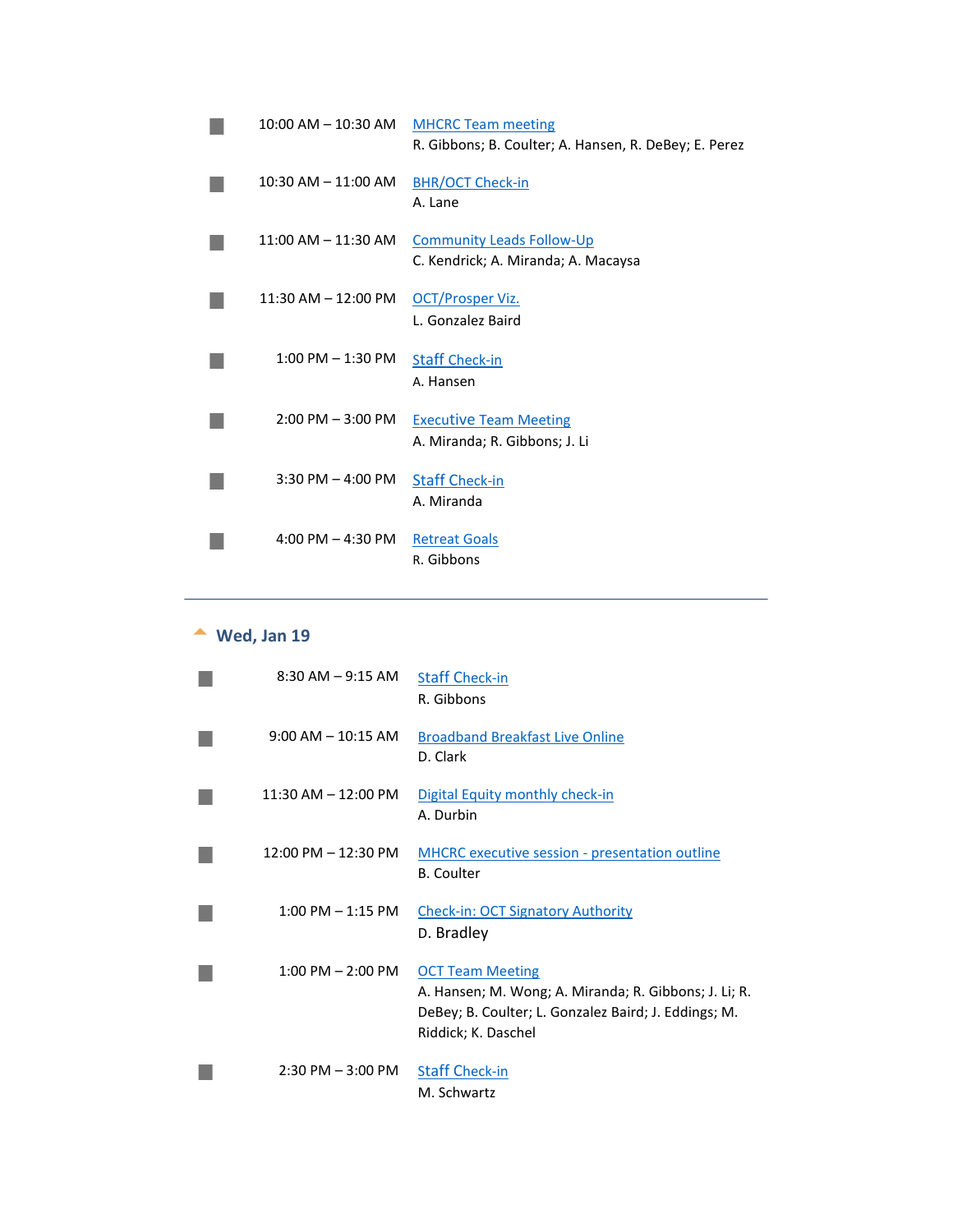- 10:00 AM – 10:30 AM — MHCRC Team meeting
  R. Gibbons; B. Coulter; A. Hansen, R. DeBey; E. Perez
- 10:30 AM – 11:00 AM — BHR/OCT Check-in
  A. Lane
- 11:00 AM – 11:30 AM — Community Leads Follow-Up
  C. Kendrick; A. Miranda; A. Macaysa
- 11:30 AM – 12:00 PM — OCT/Prosper Viz.
  L. Gonzalez Baird
- 1:00 PM – 1:30 PM — Staff Check-in
  A. Hansen
- 2:00 PM – 3:00 PM — Executive Team Meeting
  A. Miranda; R. Gibbons; J. Li
- 3:30 PM – 4:00 PM — Staff Check-in
  A. Miranda
- 4:00 PM – 4:30 PM — Retreat Goals
  R. Gibbons

---

## Wed, Jan 19

- 8:30 AM – 9:15 AM — Staff Check-in
  R. Gibbons
- 9:00 AM – 10:15 AM — Broadband Breakfast Live Online
  D. Clark
- 11:30 AM – 12:00 PM — Digital Equity monthly check-in
  A. Durbin
- 12:00 PM – 12:30 PM — MHCRC executive session - presentation outline
  B. Coulter
- 1:00 PM – 1:15 PM — Check-in: OCT Signatory Authority
  D. Bradley
- 1:00 PM – 2:00 PM — OCT Team Meeting
  A. Hansen; M. Wong; A. Miranda; R. Gibbons; J. Li; R. DeBey; B. Coulter; L. Gonzalez Baird; J. Eddings; M. Riddick; K. Daschel
- 2:30 PM – 3:00 PM — Staff Check-in
  M. Schwartz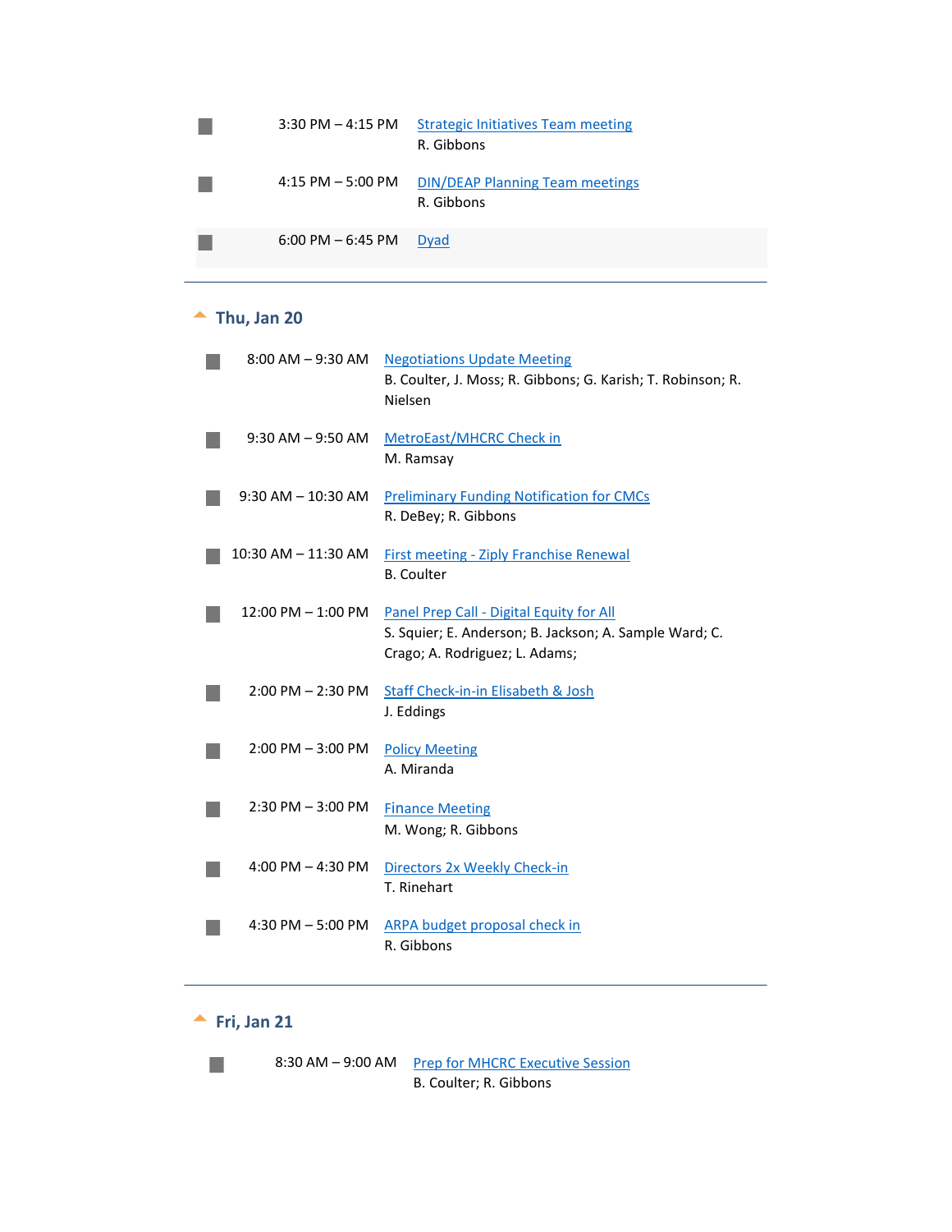- 3:30 PM – 4:15 PM — Strategic Initiatives Team meeting
  R. Gibbons

- 4:15 PM – 5:00 PM — DIN/DEAP Planning Team meetings
  R. Gibbons

- 6:00 PM – 6:45 PM — Dyad

---

## Thu, Jan 20

- 8:00 AM – 9:30 AM — Negotiations Update Meeting
  B. Coulter, J. Moss; R. Gibbons; G. Karish; T. Robinson; R. Nielsen

- 9:30 AM – 9:50 AM — MetroEast/MHCRC Check in
  M. Ramsay

- 9:30 AM – 10:30 AM — Preliminary Funding Notification for CMCs
  R. DeBey; R. Gibbons

- 10:30 AM – 11:30 AM — First meeting - Ziply Franchise Renewal
  B. Coulter

- 12:00 PM – 1:00 PM — Panel Prep Call - Digital Equity for All
  S. Squier; E. Anderson; B. Jackson; A. Sample Ward; C. Crago; A. Rodriguez; L. Adams;

- 2:00 PM – 2:30 PM — Staff Check-in-in Elisabeth & Josh
  J. Eddings

- 2:00 PM – 3:00 PM — Policy Meeting
  A. Miranda

- 2:30 PM – 3:00 PM — Finance Meeting
  M. Wong; R. Gibbons

- 4:00 PM – 4:30 PM — Directors 2x Weekly Check-in
  T. Rinehart

- 4:30 PM – 5:00 PM — ARPA budget proposal check in
  R. Gibbons

---

## Fri, Jan 21

- 8:30 AM – 9:00 AM — Prep for MHCRC Executive Session
  B. Coulter; R. Gibbons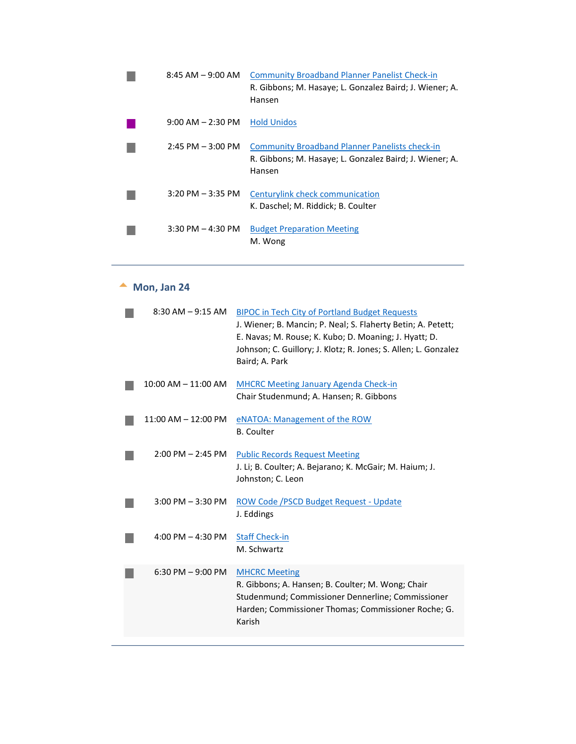8:45 AM – 9:00 AM — Community Broadband Planner Panelist Check-in
R. Gibbons; M. Hasaye; L. Gonzalez Baird; J. Wiener; A. Hansen

9:00 AM – 2:30 PM — Hold Unidos

2:45 PM – 3:00 PM — Community Broadband Planner Panelists check-in
R. Gibbons; M. Hasaye; L. Gonzalez Baird; J. Wiener; A. Hansen

3:20 PM – 3:35 PM — Centurylink check communication
K. Daschel; M. Riddick; B. Coulter

3:30 PM – 4:30 PM — Budget Preparation Meeting
M. Wong

---

## Mon, Jan 24

8:30 AM – 9:15 AM — BIPOC in Tech City of Portland Budget Requests
J. Wiener; B. Mancin; P. Neal; S. Flaherty Betin; A. Petett; E. Navas; M. Rouse; K. Kubo; D. Moaning; J. Hyatt; D. Johnson; C. Guillory; J. Klotz; R. Jones; S. Allen; L. Gonzalez Baird; A. Park

10:00 AM – 11:00 AM — MHCRC Meeting January Agenda Check-in
Chair Studenmund; A. Hansen; R. Gibbons

11:00 AM – 12:00 PM — eNATOA: Management of the ROW
B. Coulter

2:00 PM – 2:45 PM — Public Records Request Meeting
J. Li; B. Coulter; A. Bejarano; K. McGair; M. Haium; J. Johnston; C. Leon

3:00 PM – 3:30 PM — ROW Code /PSCD Budget Request - Update
J. Eddings

4:00 PM – 4:30 PM — Staff Check-in
M. Schwartz

6:30 PM – 9:00 PM — MHCRC Meeting
R. Gibbons; A. Hansen; B. Coulter; M. Wong; Chair Studenmund; Commissioner Dennerline; Commissioner Harden; Commissioner Thomas; Commissioner Roche; G. Karish

---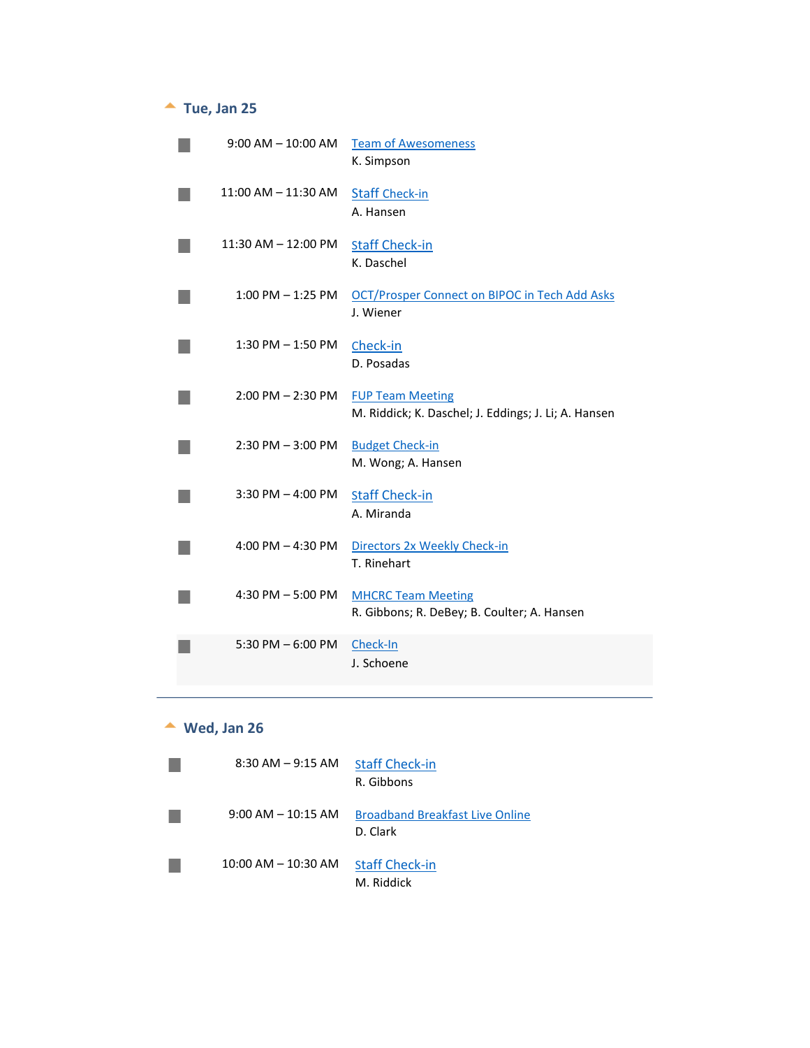## Tue, Jan 25

| Time | Event |
| --- | --- |
| 9:00 AM – 10:00 AM | Team of Awesomeness<br>K. Simpson |
| 11:00 AM – 11:30 AM | Staff Check-in<br>A. Hansen |
| 11:30 AM – 12:00 PM | Staff Check-in<br>K. Daschel |
| 1:00 PM – 1:25 PM | OCT/Prosper Connect on BIPOC in Tech Add Asks<br>J. Wiener |
| 1:30 PM – 1:50 PM | Check-in<br>D. Posadas |
| 2:00 PM – 2:30 PM | FUP Team Meeting<br>M. Riddick; K. Daschel; J. Eddings; J. Li; A. Hansen |
| 2:30 PM – 3:00 PM | Budget Check-in<br>M. Wong; A. Hansen |
| 3:30 PM – 4:00 PM | Staff Check-in<br>A. Miranda |
| 4:00 PM – 4:30 PM | Directors 2x Weekly Check-in<br>T. Rinehart |
| 4:30 PM – 5:00 PM | MHCRC Team Meeting<br>R. Gibbons; R. DeBey; B. Coulter; A. Hansen |
| 5:30 PM – 6:00 PM | Check-In<br>J. Schoene |

## Wed, Jan 26

| Time | Event |
| --- | --- |
| 8:30 AM – 9:15 AM | Staff Check-in<br>R. Gibbons |
| 9:00 AM – 10:15 AM | Broadband Breakfast Live Online<br>D. Clark |
| 10:00 AM – 10:30 AM | Staff Check-in<br>M. Riddick |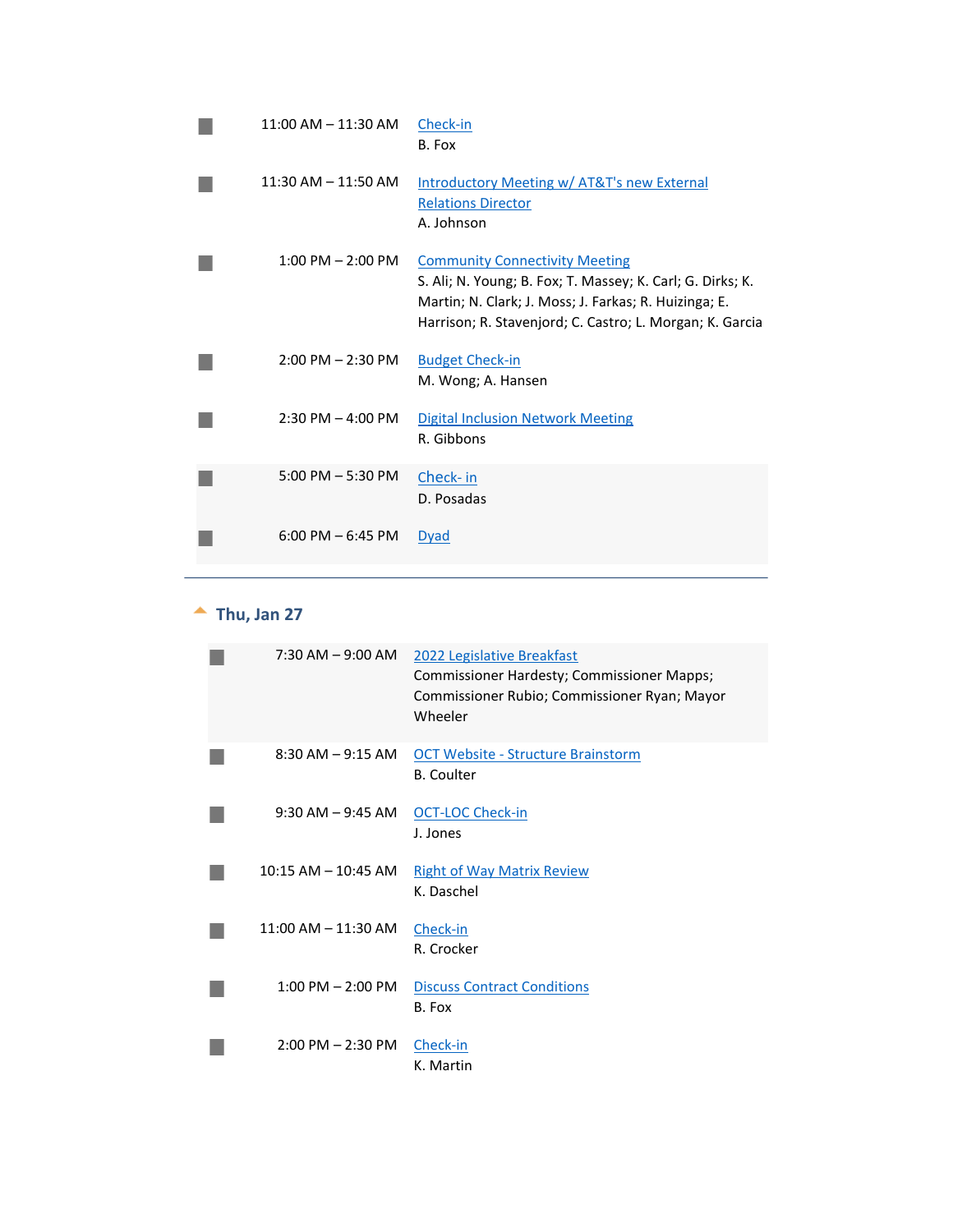| | | |
|---|---|---|
| ■ | 11:00 AM – 11:30 AM | Check-in<br>B. Fox |
| ■ | 11:30 AM – 11:50 AM | Introductory Meeting w/ AT&T's new External Relations Director<br>A. Johnson |
| ■ | 1:00 PM – 2:00 PM | Community Connectivity Meeting<br>S. Ali; N. Young; B. Fox; T. Massey; K. Carl; G. Dirks; K. Martin; N. Clark; J. Moss; J. Farkas; R. Huizinga; E. Harrison; R. Stavenjord; C. Castro; L. Morgan; K. Garcia |
| ■ | 2:00 PM – 2:30 PM | Budget Check-in<br>M. Wong; A. Hansen |
| ■ | 2:30 PM – 4:00 PM | Digital Inclusion Network Meeting<br>R. Gibbons |
| ■ | 5:00 PM – 5:30 PM | Check- in<br>D. Posadas |
| ■ | 6:00 PM – 6:45 PM | Dyad |

---

## Thu, Jan 27

| | | |
|---|---|---|
| ■ | 7:30 AM – 9:00 AM | 2022 Legislative Breakfast<br>Commissioner Hardesty; Commissioner Mapps; Commissioner Rubio; Commissioner Ryan; Mayor Wheeler |
| ■ | 8:30 AM – 9:15 AM | OCT Website - Structure Brainstorm<br>B. Coulter |
| ■ | 9:30 AM – 9:45 AM | OCT-LOC Check-in<br>J. Jones |
| ■ | 10:15 AM – 10:45 AM | Right of Way Matrix Review<br>K. Daschel |
| ■ | 11:00 AM – 11:30 AM | Check-in<br>R. Crocker |
| ■ | 1:00 PM – 2:00 PM | Discuss Contract Conditions<br>B. Fox |
| ■ | 2:00 PM – 2:30 PM | Check-in<br>K. Martin |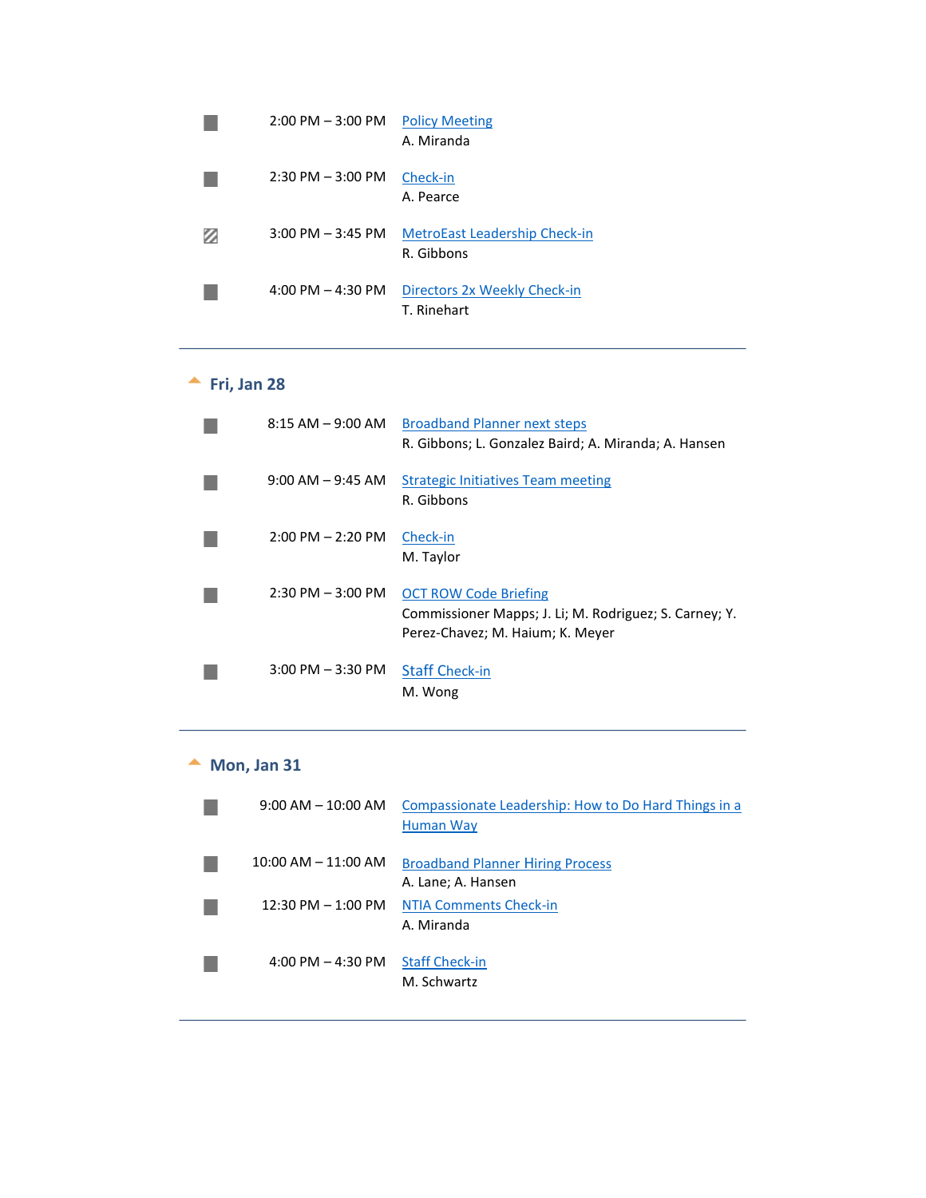| | | |
|---|---|---|
| ■ | 2:00 PM – 3:00 PM | Policy Meeting<br>A. Miranda |
| ■ | 2:30 PM – 3:00 PM | Check-in<br>A. Pearce |
| ▨ | 3:00 PM – 3:45 PM | MetroEast Leadership Check-in<br>R. Gibbons |
| ■ | 4:00 PM – 4:30 PM | Directors 2x Weekly Check-in<br>T. Rinehart |

---

## Fri, Jan 28

| | | |
|---|---|---|
| ■ | 8:15 AM – 9:00 AM | Broadband Planner next steps<br>R. Gibbons; L. Gonzalez Baird; A. Miranda; A. Hansen |
| ■ | 9:00 AM – 9:45 AM | Strategic Initiatives Team meeting<br>R. Gibbons |
| ■ | 2:00 PM – 2:20 PM | Check-in<br>M. Taylor |
| ■ | 2:30 PM – 3:00 PM | OCT ROW Code Briefing<br>Commissioner Mapps; J. Li; M. Rodriguez; S. Carney; Y. Perez-Chavez; M. Haium; K. Meyer |
| ■ | 3:00 PM – 3:30 PM | Staff Check-in<br>M. Wong |

---

## Mon, Jan 31

| | | |
|---|---|---|
| ■ | 9:00 AM – 10:00 AM | Compassionate Leadership: How to Do Hard Things in a Human Way |
| ■ | 10:00 AM – 11:00 AM | Broadband Planner Hiring Process<br>A. Lane; A. Hansen |
| ■ | 12:30 PM – 1:00 PM | NTIA Comments Check-in<br>A. Miranda |
| ■ | 4:00 PM – 4:30 PM | Staff Check-in<br>M. Schwartz |